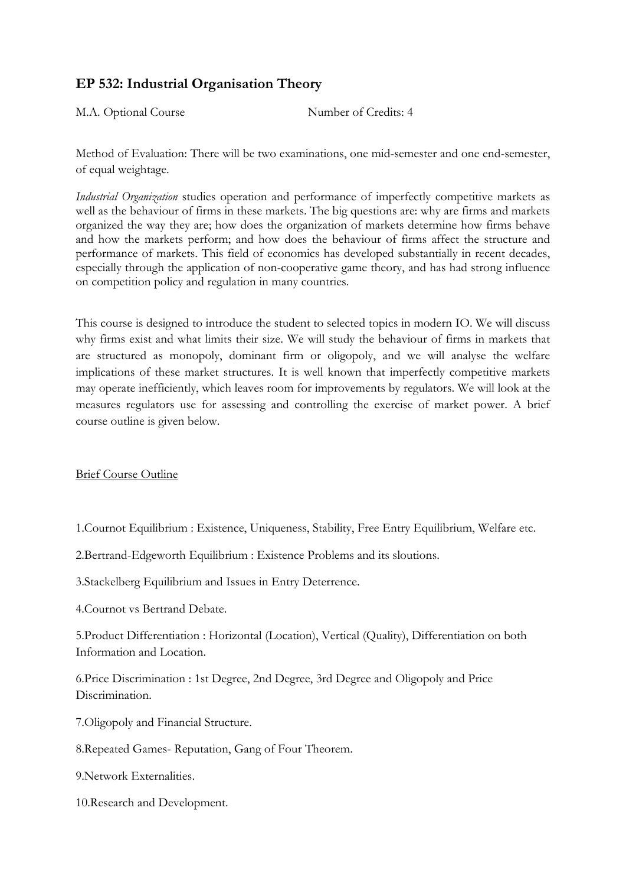# EP 532: Industrial Organisation Theory

M.A. Optional Course Number of Credits: 4

Method of Evaluation: There will be two examinations, one mid-semester and one end-semester, of equal weightage.

*Industrial Organization* studies operation and performance of imperfectly competitive markets as well as the behaviour of firms in these markets. The big questions are: why are firms and markets organized the way they are; how does the organization of markets determine how firms behave and how the markets perform; and how does the behaviour of firms affect the structure and performance of markets. This field of economics has developed substantially in recent decades, especially through the application of non-cooperative game theory, and has had strong influence on competition policy and regulation in many countries.

This course is designed to introduce the student to selected topics in modern IO. We will discuss why firms exist and what limits their size. We will study the behaviour of firms in markets that are structured as monopoly, dominant firm or oligopoly, and we will analyse the welfare implications of these market structures. It is well known that imperfectly competitive markets may operate inefficiently, which leaves room for improvements by regulators. We will look at the measures regulators use for assessing and controlling the exercise of market power. A brief course outline is given below.

## Brief Course Outline

1.Cournot Equilibrium : Existence, Uniqueness, Stability, Free Entry Equilibrium, Welfare etc.

2.Bertrand-Edgeworth Equilibrium : Existence Problems and its sloutions.

3.Stackelberg Equilibrium and Issues in Entry Deterrence.

4.Cournot vs Bertrand Debate.

5.Product Differentiation : Horizontal (Location), Vertical (Quality), Differentiation on both Information and Location.

6.Price Discrimination : 1st Degree, 2nd Degree, 3rd Degree and Oligopoly and Price Discrimination.

7.Oligopoly and Financial Structure.

8.Repeated Games- Reputation, Gang of Four Theorem.

9.Network Externalities.

10.Research and Development.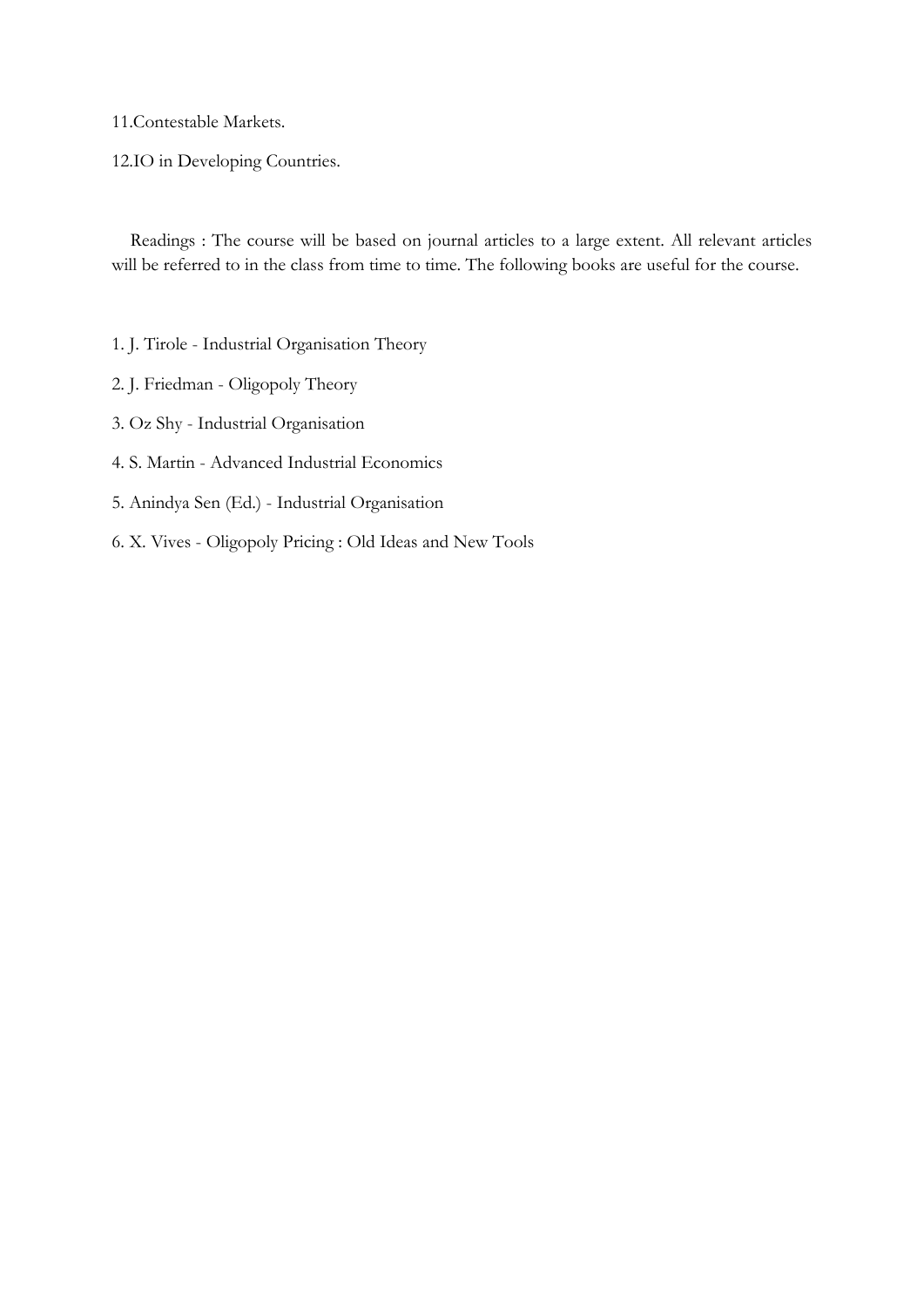11.Contestable Markets.

12.IO in Developing Countries.

Readings : The course will be based on journal articles to a large extent. All relevant articles will be referred to in the class from time to time. The following books are useful for the course.

1. J. Tirole - Industrial Organisation Theory
2. J. Friedman - Oligopoly Theory
3. Oz Shy - Industrial Organisation
4. S. Martin - Advanced Industrial Economics
5. Anindya Sen (Ed.) - Industrial Organisation
6. X. Vives - Oligopoly Pricing : Old Ideas and New Tools